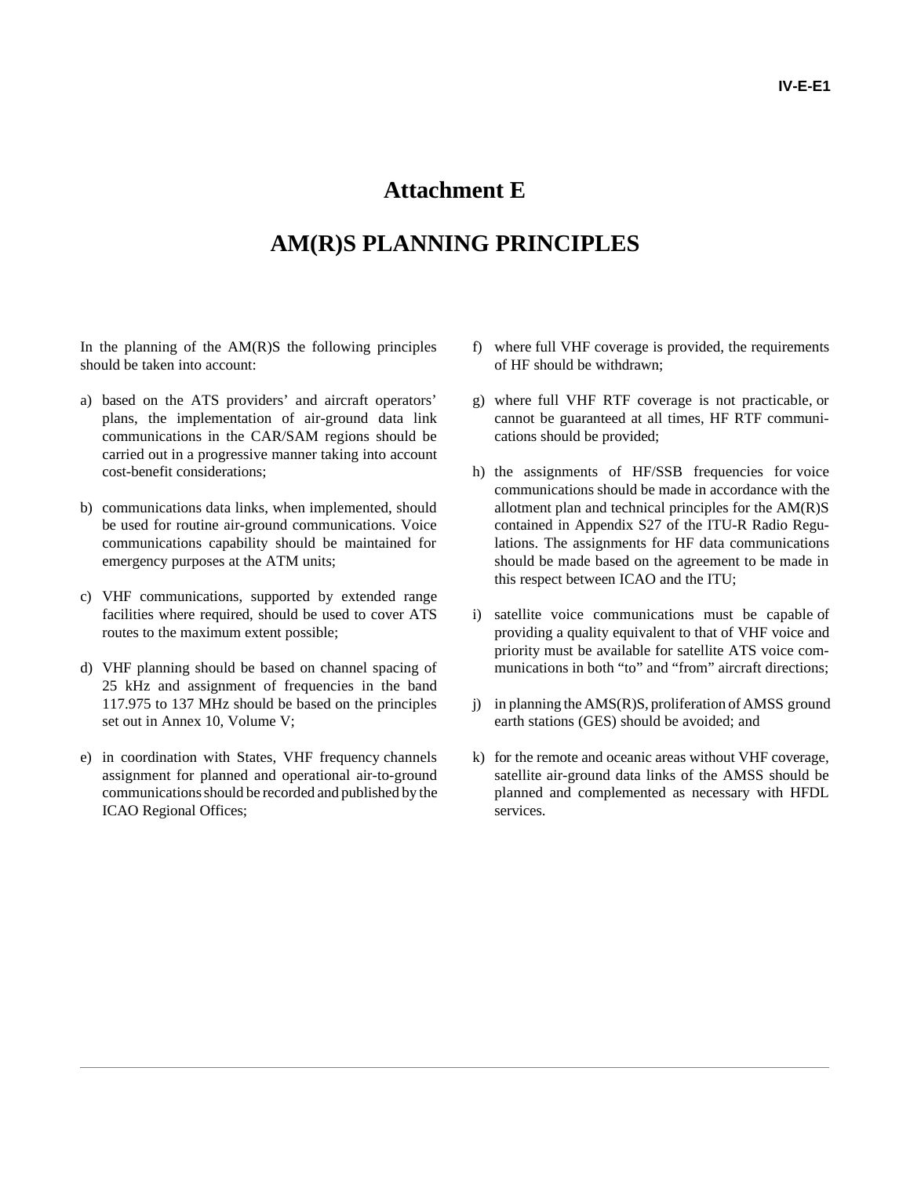# Attachment E

# AM(R)S PLANNING PRINCIPLES

In the planning of the AM(R)S the following principles should be taken into account:

a) based on the ATS providers' and aircraft operators' plans, the implementation of air-ground data link communications in the CAR/SAM regions should be carried out in a progressive manner taking into account cost-benefit considerations;

b) communications data links, when implemented, should be used for routine air-ground communications. Voice communications capability should be maintained for emergency purposes at the ATM units;

c) VHF communications, supported by extended range facilities where required, should be used to cover ATS routes to the maximum extent possible;

d) VHF planning should be based on channel spacing of 25 kHz and assignment of frequencies in the band 117.975 to 137 MHz should be based on the principles set out in Annex 10, Volume V;

e) in coordination with States, VHF frequency channels assignment for planned and operational air-to-ground communications should be recorded and published by the ICAO Regional Offices;

f) where full VHF coverage is provided, the requirements of HF should be withdrawn;

g) where full VHF RTF coverage is not practicable, or cannot be guaranteed at all times, HF RTF communications should be provided;

h) the assignments of HF/SSB frequencies for voice communications should be made in accordance with the allotment plan and technical principles for the AM(R)S contained in Appendix S27 of the ITU-R Radio Regulations. The assignments for HF data communications should be made based on the agreement to be made in this respect between ICAO and the ITU;

i) satellite voice communications must be capable of providing a quality equivalent to that of VHF voice and priority must be available for satellite ATS voice communications in both "to" and "from" aircraft directions;

j) in planning the AMS(R)S, proliferation of AMSS ground earth stations (GES) should be avoided; and

k) for the remote and oceanic areas without VHF coverage, satellite air-ground data links of the AMSS should be planned and complemented as necessary with HFDL services.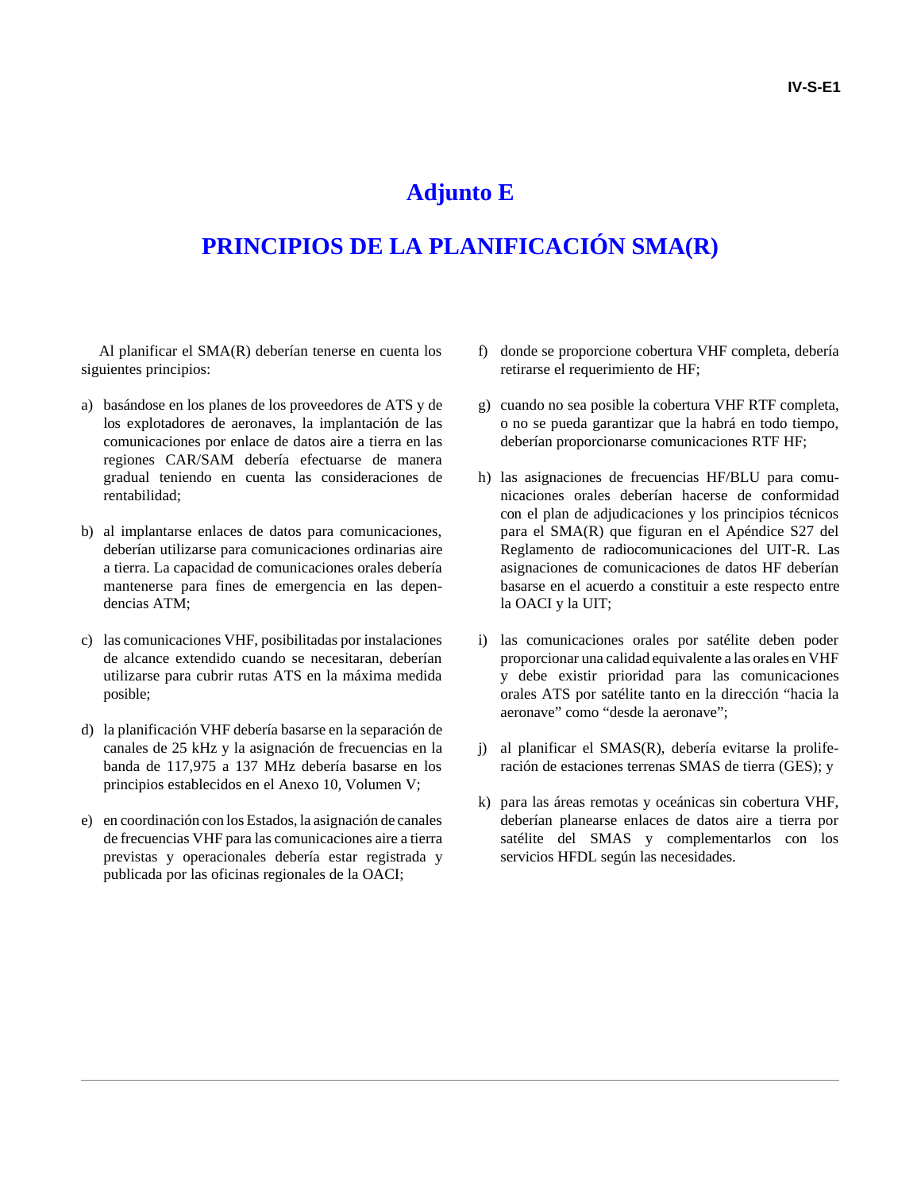# Adjunto E

# PRINCIPIOS DE LA PLANIFICACIÓN SMA(R)

Al planificar el SMA(R) deberían tenerse en cuenta los siguientes principios:

a) basándose en los planes de los proveedores de ATS y de los explotadores de aeronaves, la implantación de las comunicaciones por enlace de datos aire a tierra en las regiones CAR/SAM debería efectuarse de manera gradual teniendo en cuenta las consideraciones de rentabilidad;

b) al implantarse enlaces de datos para comunicaciones, deberían utilizarse para comunicaciones ordinarias aire a tierra. La capacidad de comunicaciones orales debería mantenerse para fines de emergencia en las dependencias ATM;

c) las comunicaciones VHF, posibilitadas por instalaciones de alcance extendido cuando se necesitaran, deberían utilizarse para cubrir rutas ATS en la máxima medida posible;

d) la planificación VHF debería basarse en la separación de canales de 25 kHz y la asignación de frecuencias en la banda de 117,975 a 137 MHz debería basarse en los principios establecidos en el Anexo 10, Volumen V;

e) en coordinación con los Estados, la asignación de canales de frecuencias VHF para las comunicaciones aire a tierra previstas y operacionales debería estar registrada y publicada por las oficinas regionales de la OACI;

f) donde se proporcione cobertura VHF completa, debería retirarse el requerimiento de HF;

g) cuando no sea posible la cobertura VHF RTF completa, o no se pueda garantizar que la habrá en todo tiempo, deberían proporcionarse comunicaciones RTF HF;

h) las asignaciones de frecuencias HF/BLU para comunicaciones orales deberían hacerse de conformidad con el plan de adjudicaciones y los principios técnicos para el SMA(R) que figuran en el Apéndice S27 del Reglamento de radiocomunicaciones del UIT-R. Las asignaciones de comunicaciones de datos HF deberían basarse en el acuerdo a constituir a este respecto entre la OACI y la UIT;

i) las comunicaciones orales por satélite deben poder proporcionar una calidad equivalente a las orales en VHF y debe existir prioridad para las comunicaciones orales ATS por satélite tanto en la dirección "hacia la aeronave" como "desde la aeronave";

j) al planificar el SMAS(R), debería evitarse la proliferación de estaciones terrenas SMAS de tierra (GES); y

k) para las áreas remotas y oceánicas sin cobertura VHF, deberían planearse enlaces de datos aire a tierra por satélite del SMAS y complementarlos con los servicios HFDL según las necesidades.